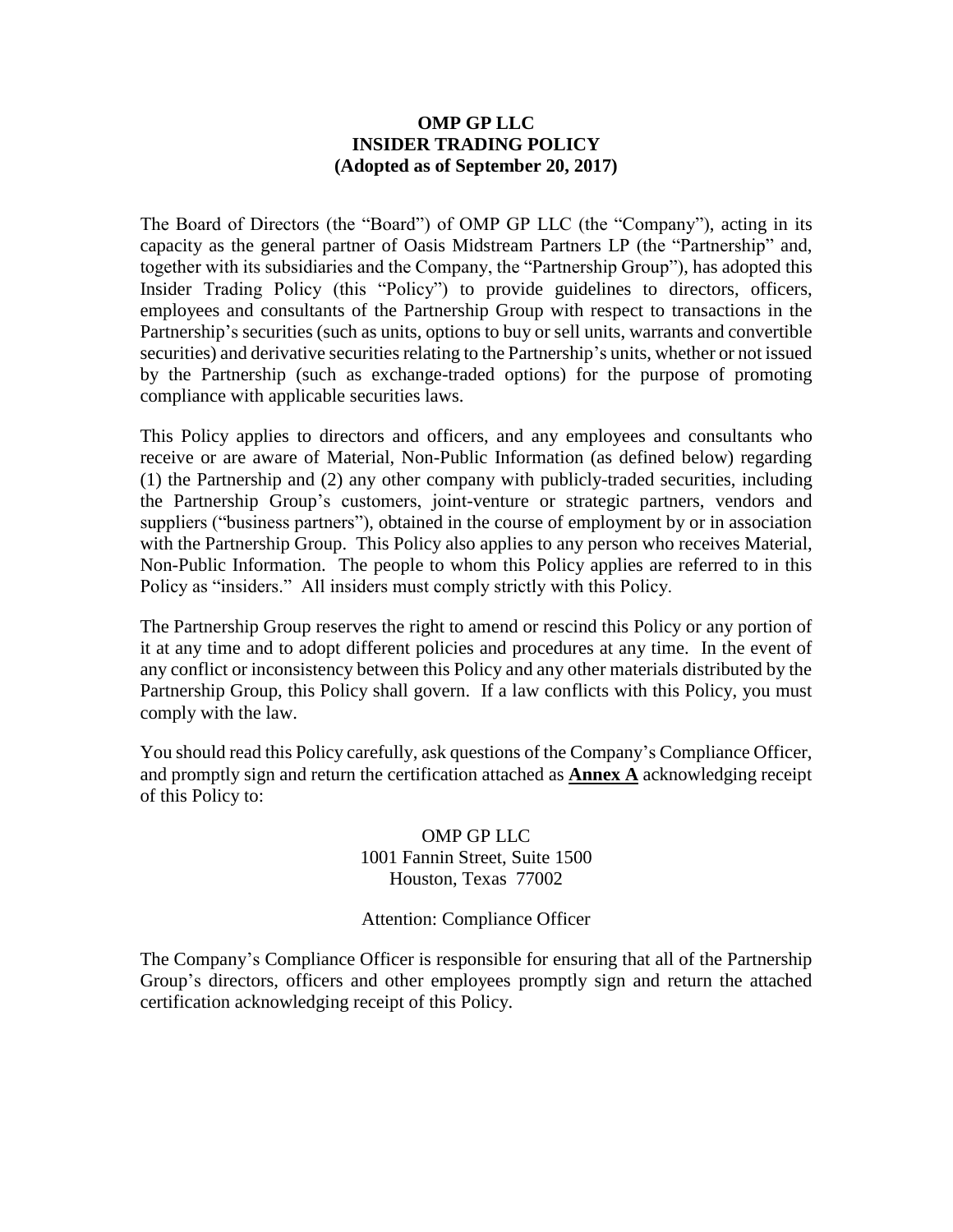# OMP GP LLC
# INSIDER TRADING POLICY
**(Adopted as of September 20, 2017)**

The Board of Directors (the "Board") of OMP GP LLC (the "Company"), acting in its capacity as the general partner of Oasis Midstream Partners LP (the "Partnership" and, together with its subsidiaries and the Company, the "Partnership Group"), has adopted this Insider Trading Policy (this "Policy") to provide guidelines to directors, officers, employees and consultants of the Partnership Group with respect to transactions in the Partnership's securities (such as units, options to buy or sell units, warrants and convertible securities) and derivative securities relating to the Partnership's units, whether or not issued by the Partnership (such as exchange-traded options) for the purpose of promoting compliance with applicable securities laws.

This Policy applies to directors and officers, and any employees and consultants who receive or are aware of Material, Non-Public Information (as defined below) regarding (1) the Partnership and (2) any other company with publicly-traded securities, including the Partnership Group's customers, joint-venture or strategic partners, vendors and suppliers ("business partners"), obtained in the course of employment by or in association with the Partnership Group. This Policy also applies to any person who receives Material, Non-Public Information. The people to whom this Policy applies are referred to in this Policy as "insiders." All insiders must comply strictly with this Policy.

The Partnership Group reserves the right to amend or rescind this Policy or any portion of it at any time and to adopt different policies and procedures at any time. In the event of any conflict or inconsistency between this Policy and any other materials distributed by the Partnership Group, this Policy shall govern. If a law conflicts with this Policy, you must comply with the law.

You should read this Policy carefully, ask questions of the Company's Compliance Officer, and promptly sign and return the certification attached as **Annex A** acknowledging receipt of this Policy to:

OMP GP LLC
1001 Fannin Street, Suite 1500
Houston, Texas 77002

Attention: Compliance Officer

The Company's Compliance Officer is responsible for ensuring that all of the Partnership Group's directors, officers and other employees promptly sign and return the attached certification acknowledging receipt of this Policy.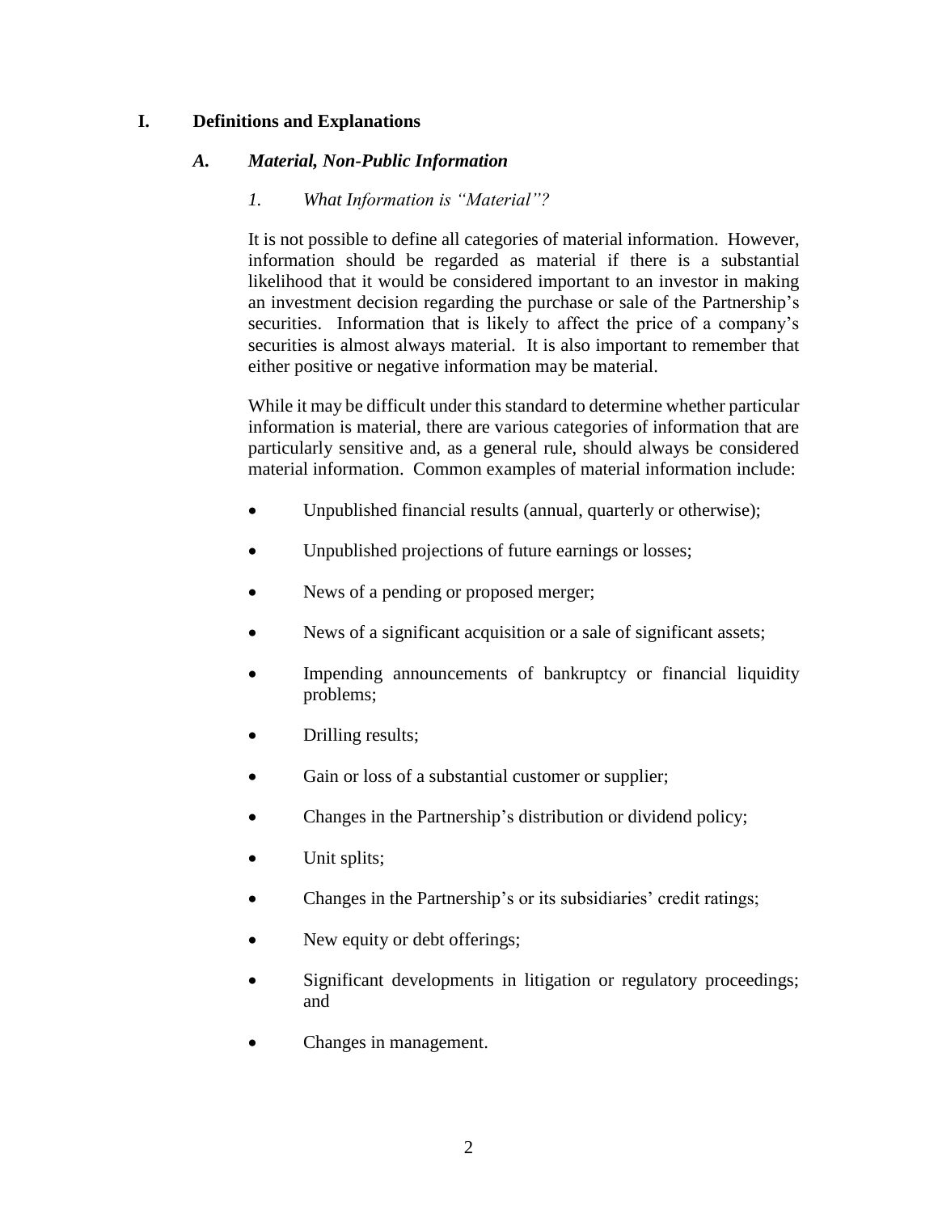# I. Definitions and Explanations

## *A. Material, Non-Public Information*

### *1. What Information is "Material"?*

It is not possible to define all categories of material information. However, information should be regarded as material if there is a substantial likelihood that it would be considered important to an investor in making an investment decision regarding the purchase or sale of the Partnership's securities. Information that is likely to affect the price of a company's securities is almost always material. It is also important to remember that either positive or negative information may be material.

While it may be difficult under this standard to determine whether particular information is material, there are various categories of information that are particularly sensitive and, as a general rule, should always be considered material information. Common examples of material information include:

- Unpublished financial results (annual, quarterly or otherwise);
- Unpublished projections of future earnings or losses;
- News of a pending or proposed merger;
- News of a significant acquisition or a sale of significant assets;
- Impending announcements of bankruptcy or financial liquidity problems;
- Drilling results;
- Gain or loss of a substantial customer or supplier;
- Changes in the Partnership's distribution or dividend policy;
- Unit splits;
- Changes in the Partnership's or its subsidiaries' credit ratings;
- New equity or debt offerings;
- Significant developments in litigation or regulatory proceedings; and
- Changes in management.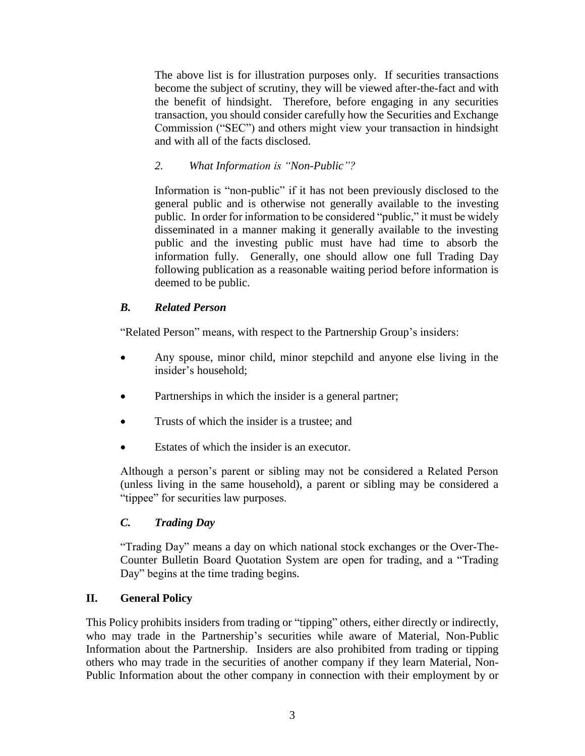The above list is for illustration purposes only. If securities transactions become the subject of scrutiny, they will be viewed after-the-fact and with the benefit of hindsight. Therefore, before engaging in any securities transaction, you should consider carefully how the Securities and Exchange Commission ("SEC") and others might view your transaction in hindsight and with all of the facts disclosed.

*2. What Information is "Non-Public"?*

Information is "non-public" if it has not been previously disclosed to the general public and is otherwise not generally available to the investing public. In order for information to be considered "public," it must be widely disseminated in a manner making it generally available to the investing public and the investing public must have had time to absorb the information fully. Generally, one should allow one full Trading Day following publication as a reasonable waiting period before information is deemed to be public.

### *B. Related Person*

"Related Person" means, with respect to the Partnership Group's insiders:

- Any spouse, minor child, minor stepchild and anyone else living in the insider's household;
- Partnerships in which the insider is a general partner;
- Trusts of which the insider is a trustee; and
- Estates of which the insider is an executor.

Although a person's parent or sibling may not be considered a Related Person (unless living in the same household), a parent or sibling may be considered a "tippee" for securities law purposes.

### *C. Trading Day*

"Trading Day" means a day on which national stock exchanges or the Over-The-Counter Bulletin Board Quotation System are open for trading, and a "Trading Day" begins at the time trading begins.

## II. General Policy

This Policy prohibits insiders from trading or "tipping" others, either directly or indirectly, who may trade in the Partnership's securities while aware of Material, Non-Public Information about the Partnership. Insiders are also prohibited from trading or tipping others who may trade in the securities of another company if they learn Material, Non-Public Information about the other company in connection with their employment by or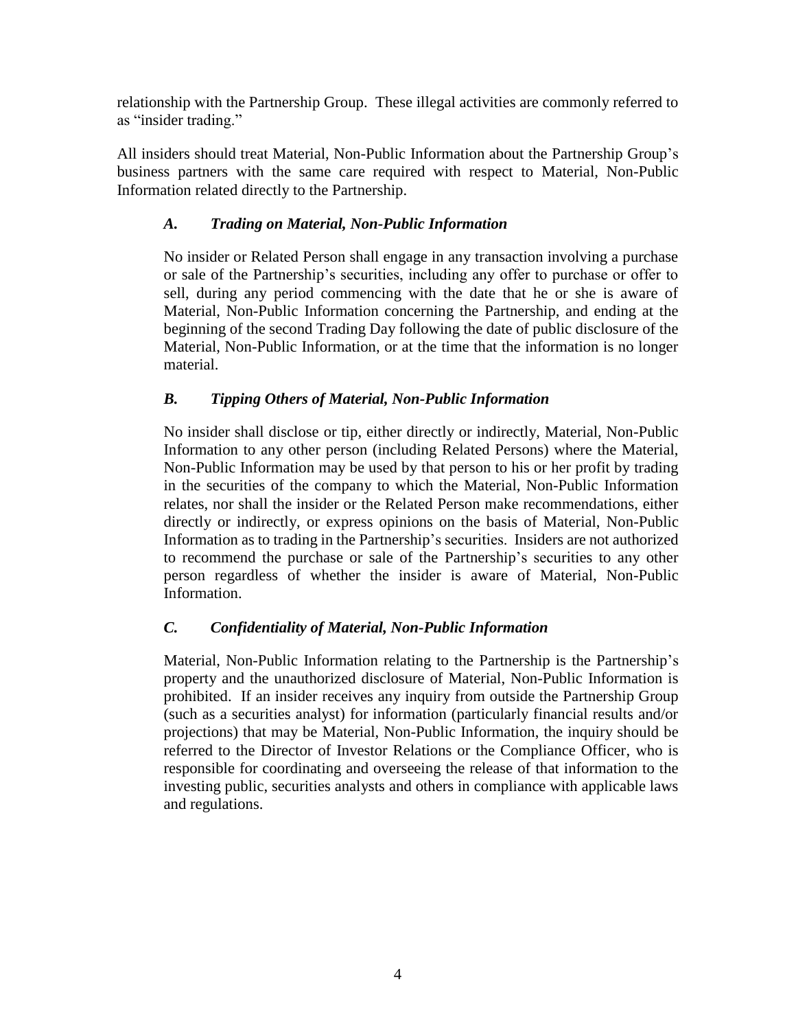relationship with the Partnership Group. These illegal activities are commonly referred to as "insider trading."

All insiders should treat Material, Non-Public Information about the Partnership Group's business partners with the same care required with respect to Material, Non-Public Information related directly to the Partnership.

### *A. Trading on Material, Non-Public Information*

No insider or Related Person shall engage in any transaction involving a purchase or sale of the Partnership's securities, including any offer to purchase or offer to sell, during any period commencing with the date that he or she is aware of Material, Non-Public Information concerning the Partnership, and ending at the beginning of the second Trading Day following the date of public disclosure of the Material, Non-Public Information, or at the time that the information is no longer material.

### *B. Tipping Others of Material, Non-Public Information*

No insider shall disclose or tip, either directly or indirectly, Material, Non-Public Information to any other person (including Related Persons) where the Material, Non-Public Information may be used by that person to his or her profit by trading in the securities of the company to which the Material, Non-Public Information relates, nor shall the insider or the Related Person make recommendations, either directly or indirectly, or express opinions on the basis of Material, Non-Public Information as to trading in the Partnership's securities. Insiders are not authorized to recommend the purchase or sale of the Partnership's securities to any other person regardless of whether the insider is aware of Material, Non-Public Information.

### *C. Confidentiality of Material, Non-Public Information*

Material, Non-Public Information relating to the Partnership is the Partnership's property and the unauthorized disclosure of Material, Non-Public Information is prohibited. If an insider receives any inquiry from outside the Partnership Group (such as a securities analyst) for information (particularly financial results and/or projections) that may be Material, Non-Public Information, the inquiry should be referred to the Director of Investor Relations or the Compliance Officer, who is responsible for coordinating and overseeing the release of that information to the investing public, securities analysts and others in compliance with applicable laws and regulations.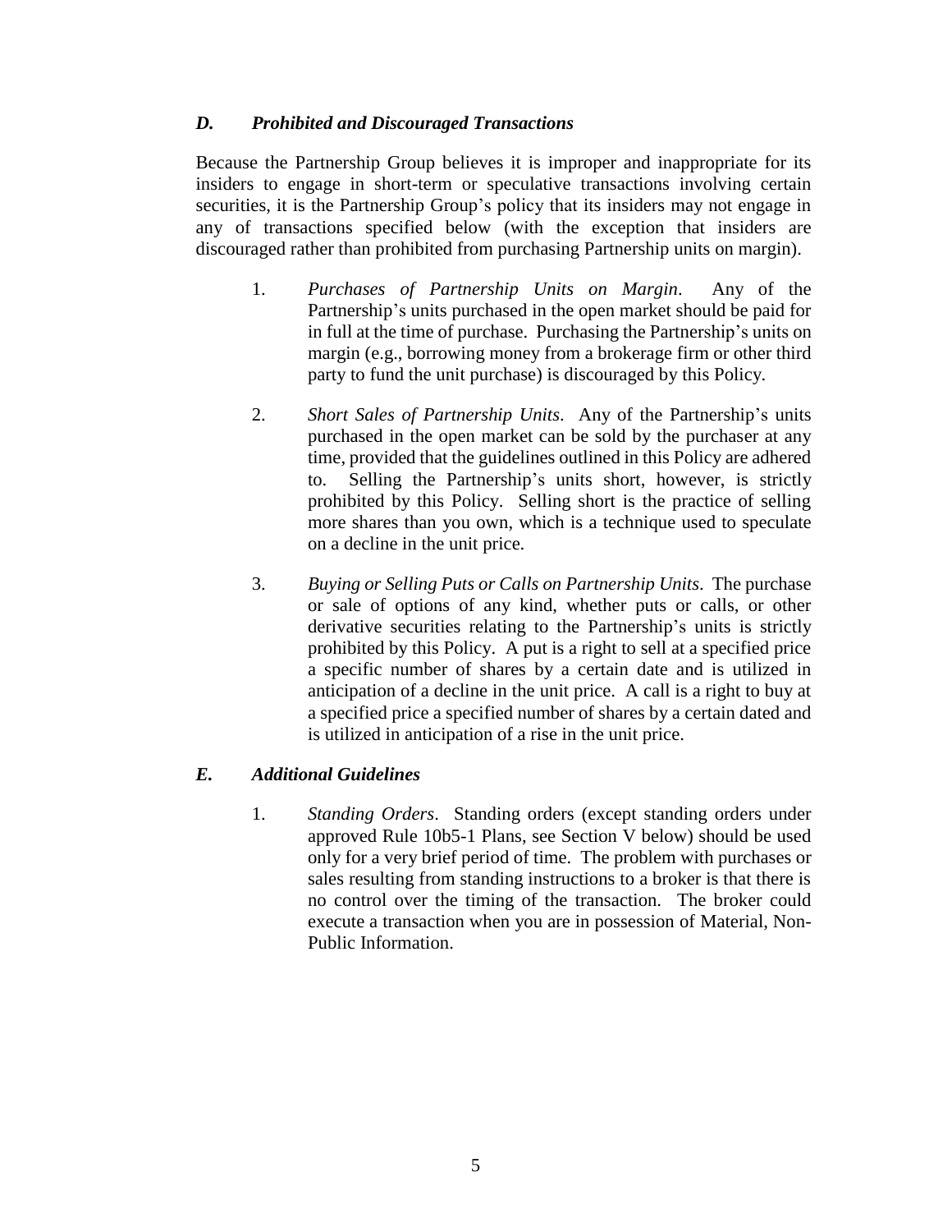### *D. Prohibited and Discouraged Transactions*

Because the Partnership Group believes it is improper and inappropriate for its insiders to engage in short-term or speculative transactions involving certain securities, it is the Partnership Group's policy that its insiders may not engage in any of transactions specified below (with the exception that insiders are discouraged rather than prohibited from purchasing Partnership units on margin).

1. *Purchases of Partnership Units on Margin*. Any of the Partnership's units purchased in the open market should be paid for in full at the time of purchase. Purchasing the Partnership's units on margin (e.g., borrowing money from a brokerage firm or other third party to fund the unit purchase) is discouraged by this Policy.

2. *Short Sales of Partnership Units*. Any of the Partnership's units purchased in the open market can be sold by the purchaser at any time, provided that the guidelines outlined in this Policy are adhered to. Selling the Partnership's units short, however, is strictly prohibited by this Policy. Selling short is the practice of selling more shares than you own, which is a technique used to speculate on a decline in the unit price.

3. *Buying or Selling Puts or Calls on Partnership Units*. The purchase or sale of options of any kind, whether puts or calls, or other derivative securities relating to the Partnership's units is strictly prohibited by this Policy. A put is a right to sell at a specified price a specific number of shares by a certain date and is utilized in anticipation of a decline in the unit price. A call is a right to buy at a specified price a specified number of shares by a certain dated and is utilized in anticipation of a rise in the unit price.

### *E. Additional Guidelines*

1. *Standing Orders*. Standing orders (except standing orders under approved Rule 10b5-1 Plans, see Section V below) should be used only for a very brief period of time. The problem with purchases or sales resulting from standing instructions to a broker is that there is no control over the timing of the transaction. The broker could execute a transaction when you are in possession of Material, Non-Public Information.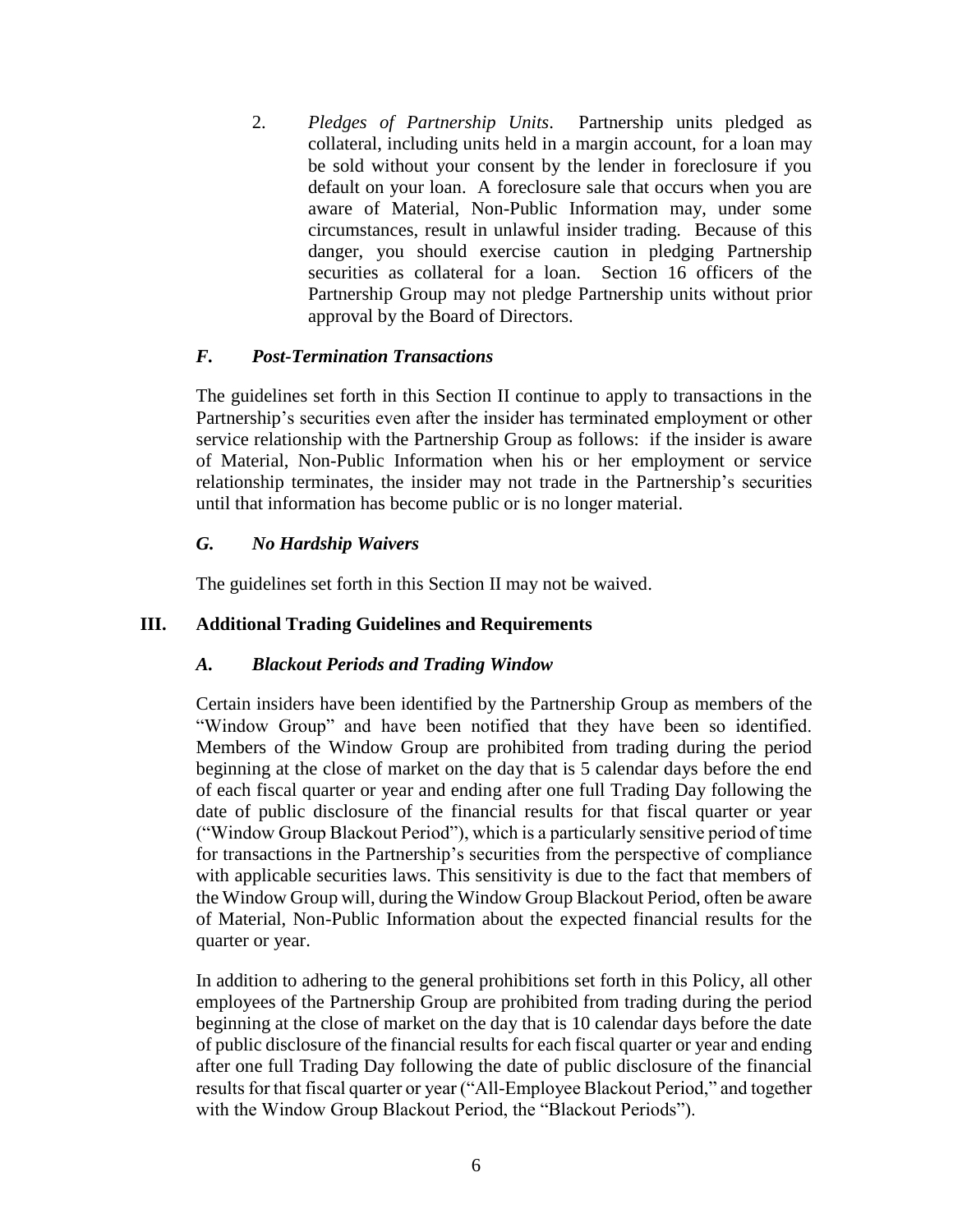2. *Pledges of Partnership Units*. Partnership units pledged as collateral, including units held in a margin account, for a loan may be sold without your consent by the lender in foreclosure if you default on your loan. A foreclosure sale that occurs when you are aware of Material, Non-Public Information may, under some circumstances, result in unlawful insider trading. Because of this danger, you should exercise caution in pledging Partnership securities as collateral for a loan. Section 16 officers of the Partnership Group may not pledge Partnership units without prior approval by the Board of Directors.

### *F. Post-Termination Transactions*

The guidelines set forth in this Section II continue to apply to transactions in the Partnership's securities even after the insider has terminated employment or other service relationship with the Partnership Group as follows: if the insider is aware of Material, Non-Public Information when his or her employment or service relationship terminates, the insider may not trade in the Partnership's securities until that information has become public or is no longer material.

### *G. No Hardship Waivers*

The guidelines set forth in this Section II may not be waived.

## III. Additional Trading Guidelines and Requirements

### *A. Blackout Periods and Trading Window*

Certain insiders have been identified by the Partnership Group as members of the "Window Group" and have been notified that they have been so identified. Members of the Window Group are prohibited from trading during the period beginning at the close of market on the day that is 5 calendar days before the end of each fiscal quarter or year and ending after one full Trading Day following the date of public disclosure of the financial results for that fiscal quarter or year ("Window Group Blackout Period"), which is a particularly sensitive period of time for transactions in the Partnership's securities from the perspective of compliance with applicable securities laws. This sensitivity is due to the fact that members of the Window Group will, during the Window Group Blackout Period, often be aware of Material, Non-Public Information about the expected financial results for the quarter or year.

In addition to adhering to the general prohibitions set forth in this Policy, all other employees of the Partnership Group are prohibited from trading during the period beginning at the close of market on the day that is 10 calendar days before the date of public disclosure of the financial results for each fiscal quarter or year and ending after one full Trading Day following the date of public disclosure of the financial results for that fiscal quarter or year ("All-Employee Blackout Period," and together with the Window Group Blackout Period, the "Blackout Periods").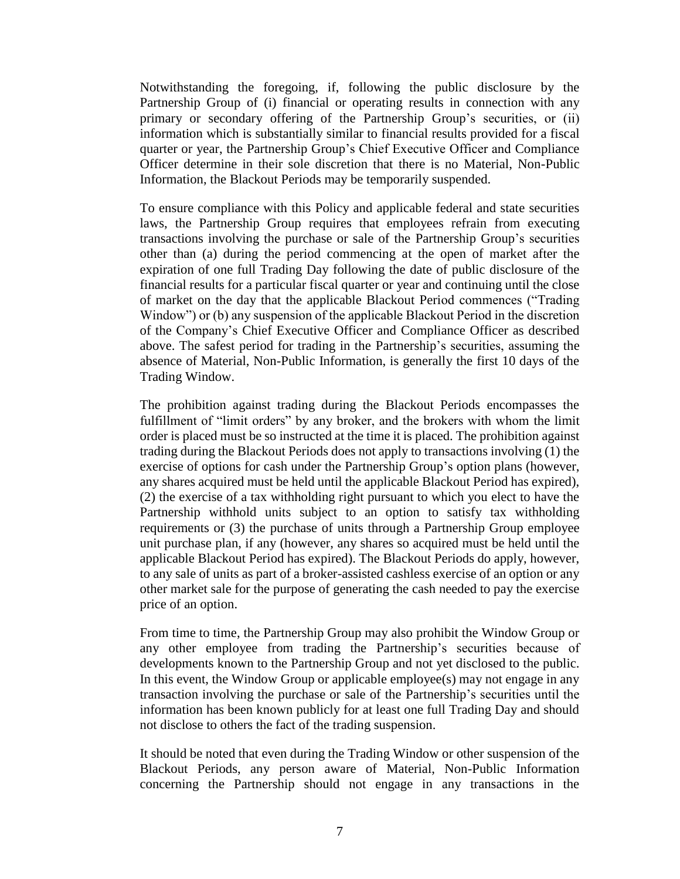Notwithstanding the foregoing, if, following the public disclosure by the Partnership Group of (i) financial or operating results in connection with any primary or secondary offering of the Partnership Group's securities, or (ii) information which is substantially similar to financial results provided for a fiscal quarter or year, the Partnership Group's Chief Executive Officer and Compliance Officer determine in their sole discretion that there is no Material, Non-Public Information, the Blackout Periods may be temporarily suspended.

To ensure compliance with this Policy and applicable federal and state securities laws, the Partnership Group requires that employees refrain from executing transactions involving the purchase or sale of the Partnership Group's securities other than (a) during the period commencing at the open of market after the expiration of one full Trading Day following the date of public disclosure of the financial results for a particular fiscal quarter or year and continuing until the close of market on the day that the applicable Blackout Period commences ("Trading Window") or (b) any suspension of the applicable Blackout Period in the discretion of the Company's Chief Executive Officer and Compliance Officer as described above. The safest period for trading in the Partnership's securities, assuming the absence of Material, Non-Public Information, is generally the first 10 days of the Trading Window.

The prohibition against trading during the Blackout Periods encompasses the fulfillment of "limit orders" by any broker, and the brokers with whom the limit order is placed must be so instructed at the time it is placed. The prohibition against trading during the Blackout Periods does not apply to transactions involving (1) the exercise of options for cash under the Partnership Group's option plans (however, any shares acquired must be held until the applicable Blackout Period has expired), (2) the exercise of a tax withholding right pursuant to which you elect to have the Partnership withhold units subject to an option to satisfy tax withholding requirements or (3) the purchase of units through a Partnership Group employee unit purchase plan, if any (however, any shares so acquired must be held until the applicable Blackout Period has expired). The Blackout Periods do apply, however, to any sale of units as part of a broker-assisted cashless exercise of an option or any other market sale for the purpose of generating the cash needed to pay the exercise price of an option.

From time to time, the Partnership Group may also prohibit the Window Group or any other employee from trading the Partnership's securities because of developments known to the Partnership Group and not yet disclosed to the public. In this event, the Window Group or applicable employee(s) may not engage in any transaction involving the purchase or sale of the Partnership's securities until the information has been known publicly for at least one full Trading Day and should not disclose to others the fact of the trading suspension.

It should be noted that even during the Trading Window or other suspension of the Blackout Periods, any person aware of Material, Non-Public Information concerning the Partnership should not engage in any transactions in the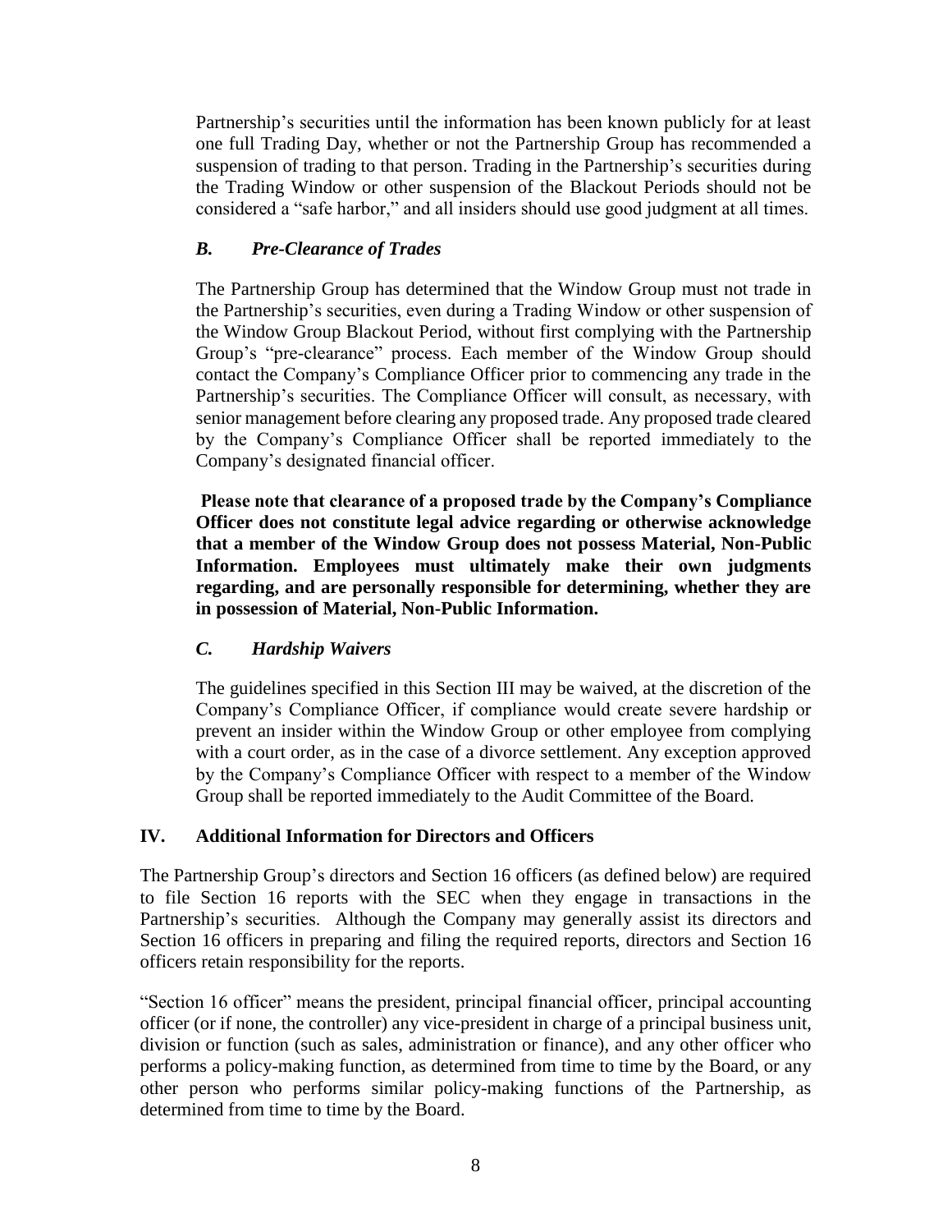Partnership's securities until the information has been known publicly for at least one full Trading Day, whether or not the Partnership Group has recommended a suspension of trading to that person. Trading in the Partnership's securities during the Trading Window or other suspension of the Blackout Periods should not be considered a "safe harbor," and all insiders should use good judgment at all times.

### *B. Pre-Clearance of Trades*

The Partnership Group has determined that the Window Group must not trade in the Partnership's securities, even during a Trading Window or other suspension of the Window Group Blackout Period, without first complying with the Partnership Group's "pre-clearance" process. Each member of the Window Group should contact the Company's Compliance Officer prior to commencing any trade in the Partnership's securities. The Compliance Officer will consult, as necessary, with senior management before clearing any proposed trade. Any proposed trade cleared by the Company's Compliance Officer shall be reported immediately to the Company's designated financial officer.

**Please note that clearance of a proposed trade by the Company's Compliance Officer does not constitute legal advice regarding or otherwise acknowledge that a member of the Window Group does not possess Material, Non-Public Information. Employees must ultimately make their own judgments regarding, and are personally responsible for determining, whether they are in possession of Material, Non-Public Information.**

### *C. Hardship Waivers*

The guidelines specified in this Section III may be waived, at the discretion of the Company's Compliance Officer, if compliance would create severe hardship or prevent an insider within the Window Group or other employee from complying with a court order, as in the case of a divorce settlement. Any exception approved by the Company's Compliance Officer with respect to a member of the Window Group shall be reported immediately to the Audit Committee of the Board.

## IV. Additional Information for Directors and Officers

The Partnership Group's directors and Section 16 officers (as defined below) are required to file Section 16 reports with the SEC when they engage in transactions in the Partnership's securities. Although the Company may generally assist its directors and Section 16 officers in preparing and filing the required reports, directors and Section 16 officers retain responsibility for the reports.

"Section 16 officer" means the president, principal financial officer, principal accounting officer (or if none, the controller) any vice-president in charge of a principal business unit, division or function (such as sales, administration or finance), and any other officer who performs a policy-making function, as determined from time to time by the Board, or any other person who performs similar policy-making functions of the Partnership, as determined from time to time by the Board.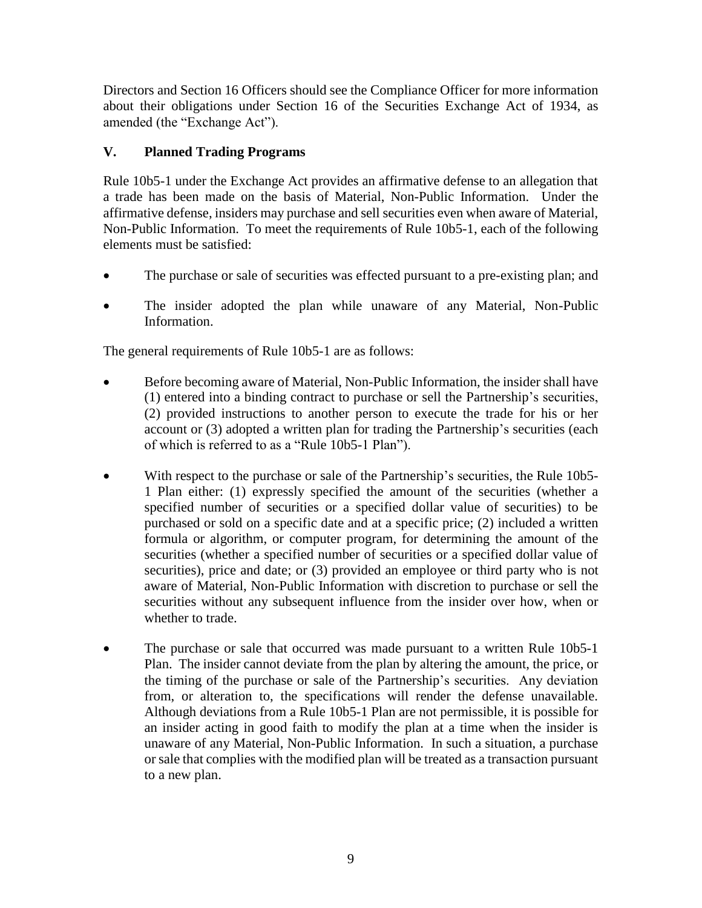Directors and Section 16 Officers should see the Compliance Officer for more information about their obligations under Section 16 of the Securities Exchange Act of 1934, as amended (the "Exchange Act").

## V. Planned Trading Programs

Rule 10b5-1 under the Exchange Act provides an affirmative defense to an allegation that a trade has been made on the basis of Material, Non-Public Information. Under the affirmative defense, insiders may purchase and sell securities even when aware of Material, Non-Public Information. To meet the requirements of Rule 10b5-1, each of the following elements must be satisfied:

- The purchase or sale of securities was effected pursuant to a pre-existing plan; and
- The insider adopted the plan while unaware of any Material, Non-Public Information.

The general requirements of Rule 10b5-1 are as follows:

- Before becoming aware of Material, Non-Public Information, the insider shall have (1) entered into a binding contract to purchase or sell the Partnership's securities, (2) provided instructions to another person to execute the trade for his or her account or (3) adopted a written plan for trading the Partnership's securities (each of which is referred to as a "Rule 10b5-1 Plan").
- With respect to the purchase or sale of the Partnership's securities, the Rule 10b5-1 Plan either: (1) expressly specified the amount of the securities (whether a specified number of securities or a specified dollar value of securities) to be purchased or sold on a specific date and at a specific price; (2) included a written formula or algorithm, or computer program, for determining the amount of the securities (whether a specified number of securities or a specified dollar value of securities), price and date; or (3) provided an employee or third party who is not aware of Material, Non-Public Information with discretion to purchase or sell the securities without any subsequent influence from the insider over how, when or whether to trade.
- The purchase or sale that occurred was made pursuant to a written Rule 10b5-1 Plan. The insider cannot deviate from the plan by altering the amount, the price, or the timing of the purchase or sale of the Partnership's securities. Any deviation from, or alteration to, the specifications will render the defense unavailable. Although deviations from a Rule 10b5-1 Plan are not permissible, it is possible for an insider acting in good faith to modify the plan at a time when the insider is unaware of any Material, Non-Public Information. In such a situation, a purchase or sale that complies with the modified plan will be treated as a transaction pursuant to a new plan.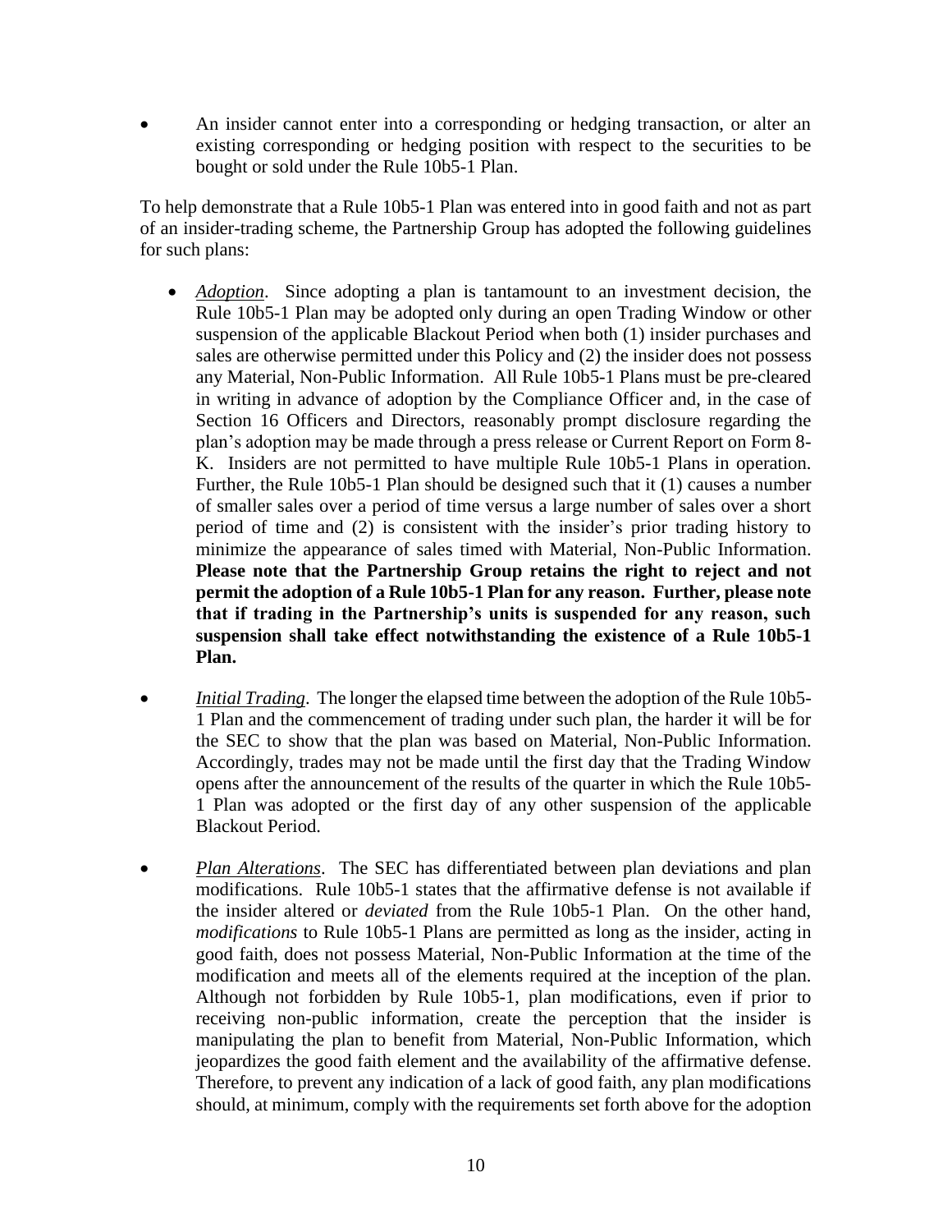- An insider cannot enter into a corresponding or hedging transaction, or alter an existing corresponding or hedging position with respect to the securities to be bought or sold under the Rule 10b5-1 Plan.

To help demonstrate that a Rule 10b5-1 Plan was entered into in good faith and not as part of an insider-trading scheme, the Partnership Group has adopted the following guidelines for such plans:

- *Adoption*. Since adopting a plan is tantamount to an investment decision, the Rule 10b5-1 Plan may be adopted only during an open Trading Window or other suspension of the applicable Blackout Period when both (1) insider purchases and sales are otherwise permitted under this Policy and (2) the insider does not possess any Material, Non-Public Information. All Rule 10b5-1 Plans must be pre-cleared in writing in advance of adoption by the Compliance Officer and, in the case of Section 16 Officers and Directors, reasonably prompt disclosure regarding the plan's adoption may be made through a press release or Current Report on Form 8-K. Insiders are not permitted to have multiple Rule 10b5-1 Plans in operation. Further, the Rule 10b5-1 Plan should be designed such that it (1) causes a number of smaller sales over a period of time versus a large number of sales over a short period of time and (2) is consistent with the insider's prior trading history to minimize the appearance of sales timed with Material, Non-Public Information. **Please note that the Partnership Group retains the right to reject and not permit the adoption of a Rule 10b5-1 Plan for any reason. Further, please note that if trading in the Partnership's units is suspended for any reason, such suspension shall take effect notwithstanding the existence of a Rule 10b5-1 Plan.**

- *Initial Trading*. The longer the elapsed time between the adoption of the Rule 10b5-1 Plan and the commencement of trading under such plan, the harder it will be for the SEC to show that the plan was based on Material, Non-Public Information. Accordingly, trades may not be made until the first day that the Trading Window opens after the announcement of the results of the quarter in which the Rule 10b5-1 Plan was adopted or the first day of any other suspension of the applicable Blackout Period.

- *Plan Alterations*. The SEC has differentiated between plan deviations and plan modifications. Rule 10b5-1 states that the affirmative defense is not available if the insider altered or *deviated* from the Rule 10b5-1 Plan. On the other hand, *modifications* to Rule 10b5-1 Plans are permitted as long as the insider, acting in good faith, does not possess Material, Non-Public Information at the time of the modification and meets all of the elements required at the inception of the plan. Although not forbidden by Rule 10b5-1, plan modifications, even if prior to receiving non-public information, create the perception that the insider is manipulating the plan to benefit from Material, Non-Public Information, which jeopardizes the good faith element and the availability of the affirmative defense. Therefore, to prevent any indication of a lack of good faith, any plan modifications should, at minimum, comply with the requirements set forth above for the adoption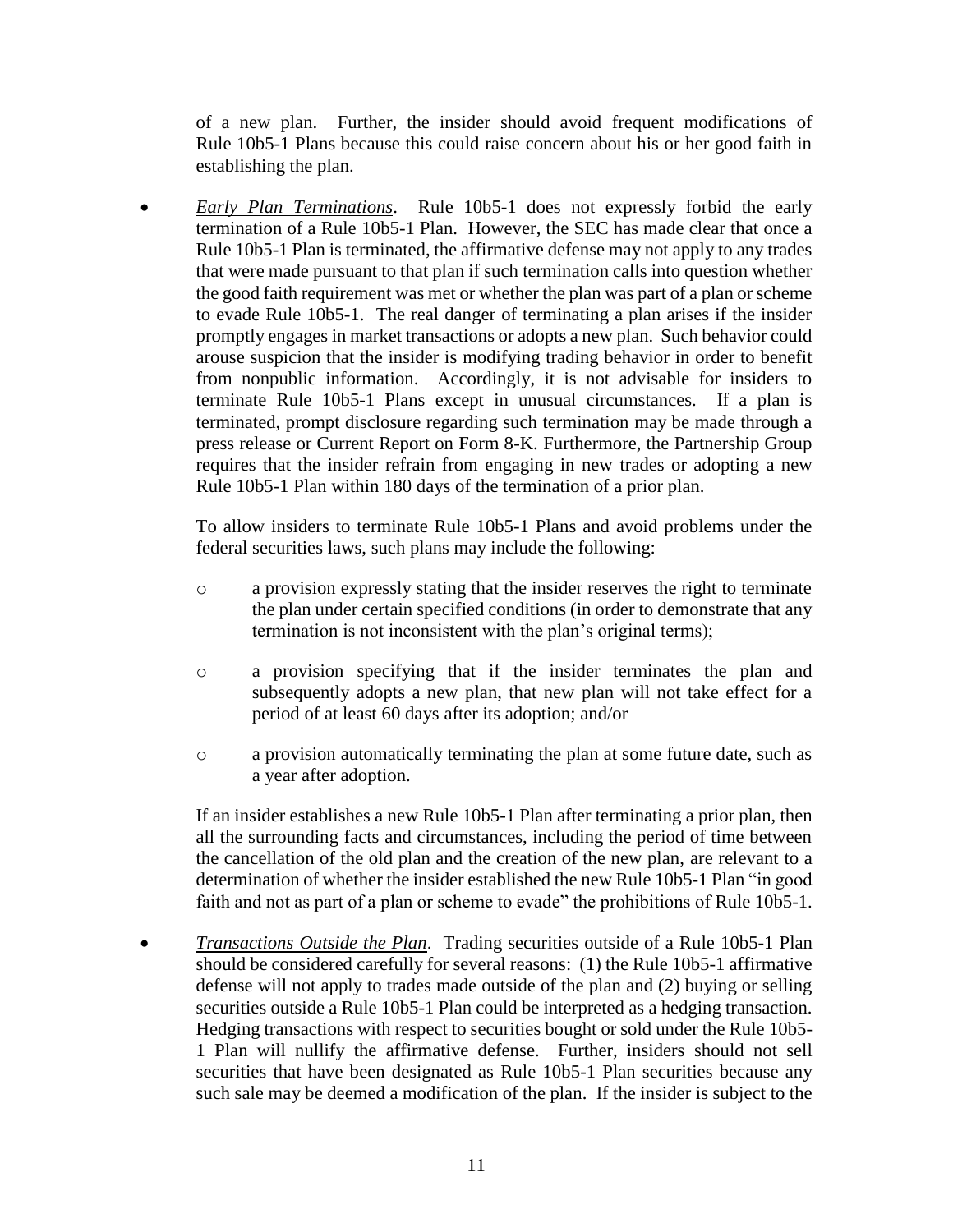of a new plan. Further, the insider should avoid frequent modifications of Rule 10b5-1 Plans because this could raise concern about his or her good faith in establishing the plan.

- *Early Plan Terminations*. Rule 10b5-1 does not expressly forbid the early termination of a Rule 10b5-1 Plan. However, the SEC has made clear that once a Rule 10b5-1 Plan is terminated, the affirmative defense may not apply to any trades that were made pursuant to that plan if such termination calls into question whether the good faith requirement was met or whether the plan was part of a plan or scheme to evade Rule 10b5-1. The real danger of terminating a plan arises if the insider promptly engages in market transactions or adopts a new plan. Such behavior could arouse suspicion that the insider is modifying trading behavior in order to benefit from nonpublic information. Accordingly, it is not advisable for insiders to terminate Rule 10b5-1 Plans except in unusual circumstances. If a plan is terminated, prompt disclosure regarding such termination may be made through a press release or Current Report on Form 8-K. Furthermore, the Partnership Group requires that the insider refrain from engaging in new trades or adopting a new Rule 10b5-1 Plan within 180 days of the termination of a prior plan.

  To allow insiders to terminate Rule 10b5-1 Plans and avoid problems under the federal securities laws, such plans may include the following:

  - a provision expressly stating that the insider reserves the right to terminate the plan under certain specified conditions (in order to demonstrate that any termination is not inconsistent with the plan's original terms);
  - a provision specifying that if the insider terminates the plan and subsequently adopts a new plan, that new plan will not take effect for a period of at least 60 days after its adoption; and/or
  - a provision automatically terminating the plan at some future date, such as a year after adoption.

  If an insider establishes a new Rule 10b5-1 Plan after terminating a prior plan, then all the surrounding facts and circumstances, including the period of time between the cancellation of the old plan and the creation of the new plan, are relevant to a determination of whether the insider established the new Rule 10b5-1 Plan "in good faith and not as part of a plan or scheme to evade" the prohibitions of Rule 10b5-1.

- *Transactions Outside the Plan*. Trading securities outside of a Rule 10b5-1 Plan should be considered carefully for several reasons: (1) the Rule 10b5-1 affirmative defense will not apply to trades made outside of the plan and (2) buying or selling securities outside a Rule 10b5-1 Plan could be interpreted as a hedging transaction. Hedging transactions with respect to securities bought or sold under the Rule 10b5-1 Plan will nullify the affirmative defense. Further, insiders should not sell securities that have been designated as Rule 10b5-1 Plan securities because any such sale may be deemed a modification of the plan. If the insider is subject to the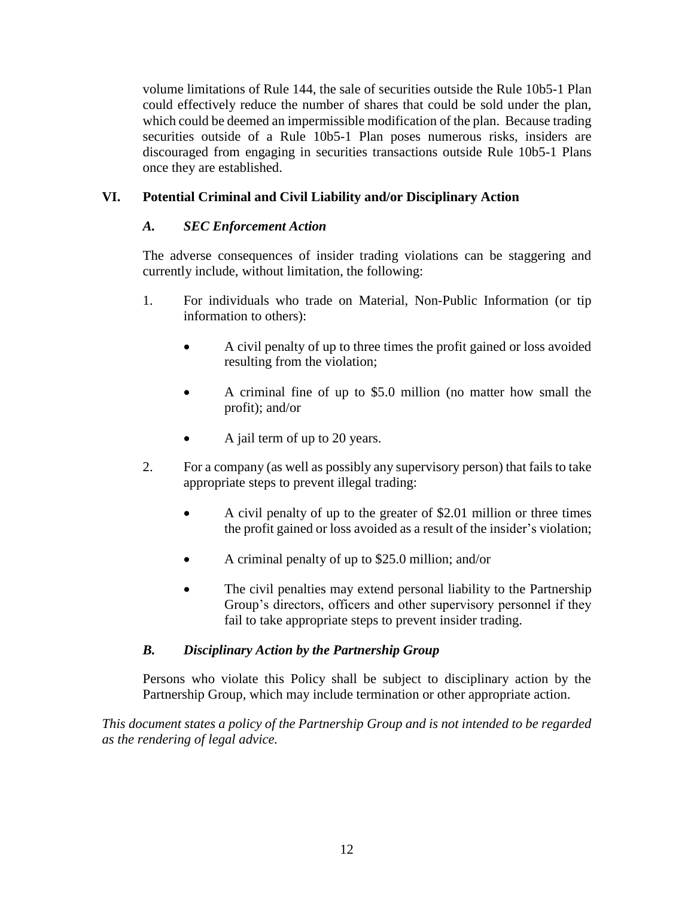volume limitations of Rule 144, the sale of securities outside the Rule 10b5-1 Plan could effectively reduce the number of shares that could be sold under the plan, which could be deemed an impermissible modification of the plan. Because trading securities outside of a Rule 10b5-1 Plan poses numerous risks, insiders are discouraged from engaging in securities transactions outside Rule 10b5-1 Plans once they are established.

## VI. Potential Criminal and Civil Liability and/or Disciplinary Action

### *A. SEC Enforcement Action*

The adverse consequences of insider trading violations can be staggering and currently include, without limitation, the following:

1. For individuals who trade on Material, Non-Public Information (or tip information to others):
   - A civil penalty of up to three times the profit gained or loss avoided resulting from the violation;
   - A criminal fine of up to \$5.0 million (no matter how small the profit); and/or
   - A jail term of up to 20 years.

2. For a company (as well as possibly any supervisory person) that fails to take appropriate steps to prevent illegal trading:
   - A civil penalty of up to the greater of \$2.01 million or three times the profit gained or loss avoided as a result of the insider's violation;
   - A criminal penalty of up to \$25.0 million; and/or
   - The civil penalties may extend personal liability to the Partnership Group's directors, officers and other supervisory personnel if they fail to take appropriate steps to prevent insider trading.

### *B. Disciplinary Action by the Partnership Group*

Persons who violate this Policy shall be subject to disciplinary action by the Partnership Group, which may include termination or other appropriate action.

*This document states a policy of the Partnership Group and is not intended to be regarded as the rendering of legal advice.*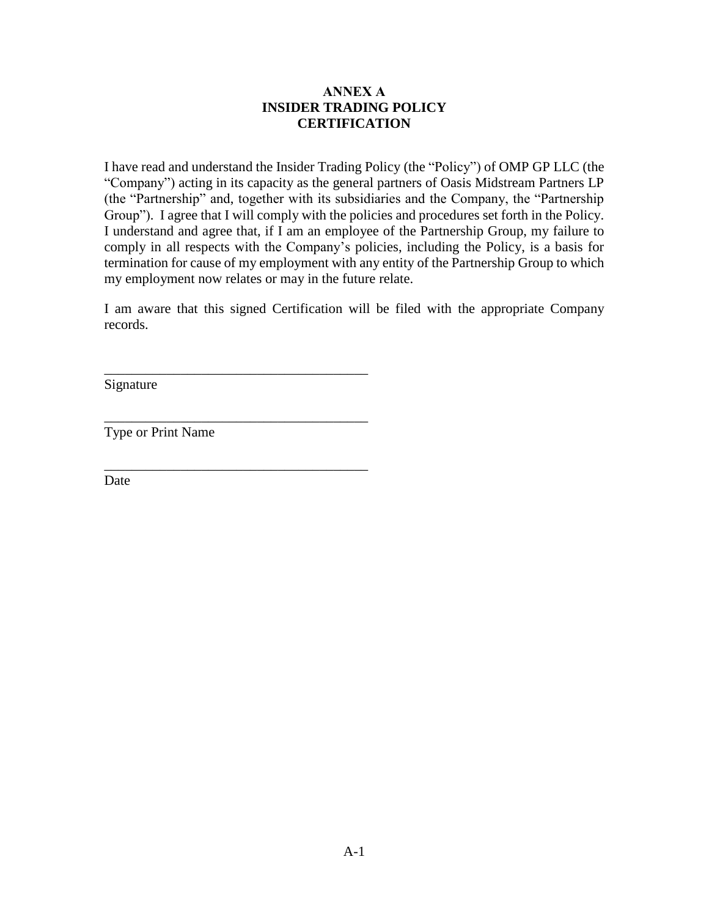# ANNEX A
# INSIDER TRADING POLICY
# CERTIFICATION

I have read and understand the Insider Trading Policy (the "Policy") of OMP GP LLC (the "Company") acting in its capacity as the general partners of Oasis Midstream Partners LP (the "Partnership" and, together with its subsidiaries and the Company, the "Partnership Group"). I agree that I will comply with the policies and procedures set forth in the Policy. I understand and agree that, if I am an employee of the Partnership Group, my failure to comply in all respects with the Company's policies, including the Policy, is a basis for termination for cause of my employment with any entity of the Partnership Group to which my employment now relates or may in the future relate.

I am aware that this signed Certification will be filed with the appropriate Company records.

______________________________________
Signature

______________________________________
Type or Print Name

______________________________________
Date